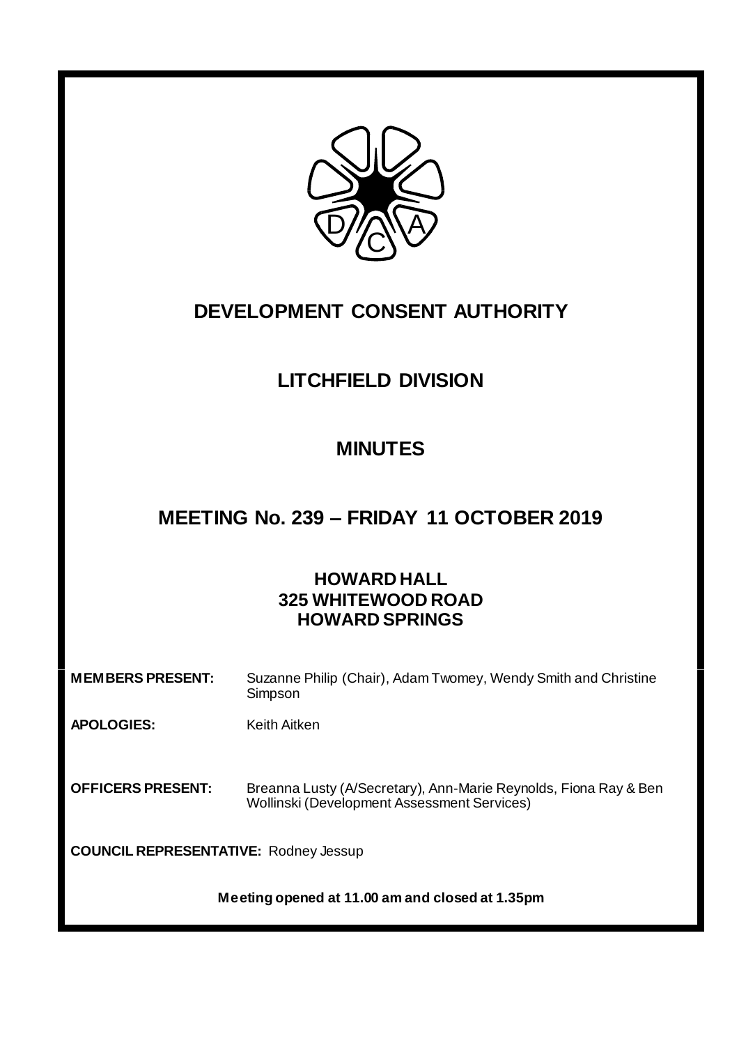# DEVELOPMENT CONSENT AUTHORITY

## LITCHFIELD DIVISION

## MINUTES

## MEETING No. 239 – FRIDAY 11 OCTOBER 2019

### HOWARD HALL
### 325 WHITEWOOD ROAD
### HOWARD SPRINGS

**MEMBERS PRESENT:** Suzanne Philip (Chair), Adam Twomey, Wendy Smith and Christine Simpson

**APOLOGIES:** Keith Aitken

**OFFICERS PRESENT:** Breanna Lusty (A/Secretary), Ann-Marie Reynolds, Fiona Ray & Ben Wollinski (Development Assessment Services)

**COUNCIL REPRESENTATIVE:** Rodney Jessup

**Meeting opened at 11.00 am and closed at 1.35pm**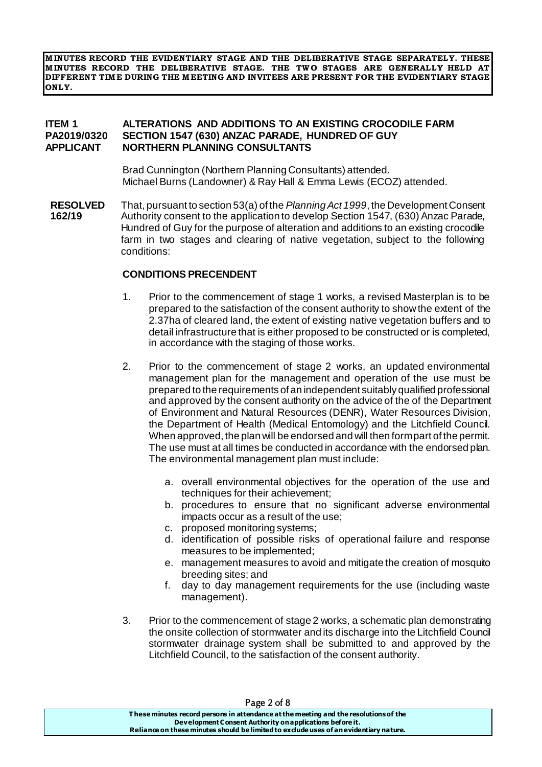**MINUTES RECORD THE EVIDENTIARY STAGE AND THE DELIBERATIVE STAGE SEPARATELY. THESE MINUTES RECORD THE DELIBERATIVE STAGE. THE TWO STAGES ARE GENERALLY HELD AT DIFFERENT TIME DURING THE MEETING AND INVITEES ARE PRESENT FOR THE EVIDENTIARY STAGE ONLY.**

**ITEM 1 ALTERATIONS AND ADDITIONS TO AN EXISTING CROCODILE FARM**
**PA2019/0320 SECTION 1547 (630) ANZAC PARADE, HUNDRED OF GUY**
**APPLICANT NORTHERN PLANNING CONSULTANTS**

Brad Cunnington (Northern Planning Consultants) attended.
Michael Burns (Landowner) & Ray Hall & Emma Lewis (ECOZ) attended.

**RESOLVED 162/19**

That, pursuant to section 53(a) of the *Planning Act 1999*, the Development Consent Authority consent to the application to develop Section 1547, (630) Anzac Parade, Hundred of Guy for the purpose of alteration and additions to an existing crocodile farm in two stages and clearing of native vegetation, subject to the following conditions:

**CONDITIONS PRECENDENT**

1. Prior to the commencement of stage 1 works, a revised Masterplan is to be prepared to the satisfaction of the consent authority to show the extent of the 2.37ha of cleared land, the extent of existing native vegetation buffers and to detail infrastructure that is either proposed to be constructed or is completed, in accordance with the staging of those works.

2. Prior to the commencement of stage 2 works, an updated environmental management plan for the management and operation of the use must be prepared to the requirements of an independent suitably qualified professional and approved by the consent authority on the advice of the of the Department of Environment and Natural Resources (DENR), Water Resources Division, the Department of Health (Medical Entomology) and the Litchfield Council. When approved, the plan will be endorsed and will then form part of the permit. The use must at all times be conducted in accordance with the endorsed plan. The environmental management plan must include:

    a. overall environmental objectives for the operation of the use and techniques for their achievement;
    b. procedures to ensure that no significant adverse environmental impacts occur as a result of the use;
    c. proposed monitoring systems;
    d. identification of possible risks of operational failure and response measures to be implemented;
    e. management measures to avoid and mitigate the creation of mosquito breeding sites; and
    f. day to day management requirements for the use (including waste management).

3. Prior to the commencement of stage 2 works, a schematic plan demonstrating the onsite collection of stormwater and its discharge into the Litchfield Council stormwater drainage system shall be submitted to and approved by the Litchfield Council, to the satisfaction of the consent authority.

These minutes record persons in attendance at the meeting and the resolutions of the Development Consent Authority on applications before it.
Reliance on these minutes should be limited to exclude uses of an evidentiary nature.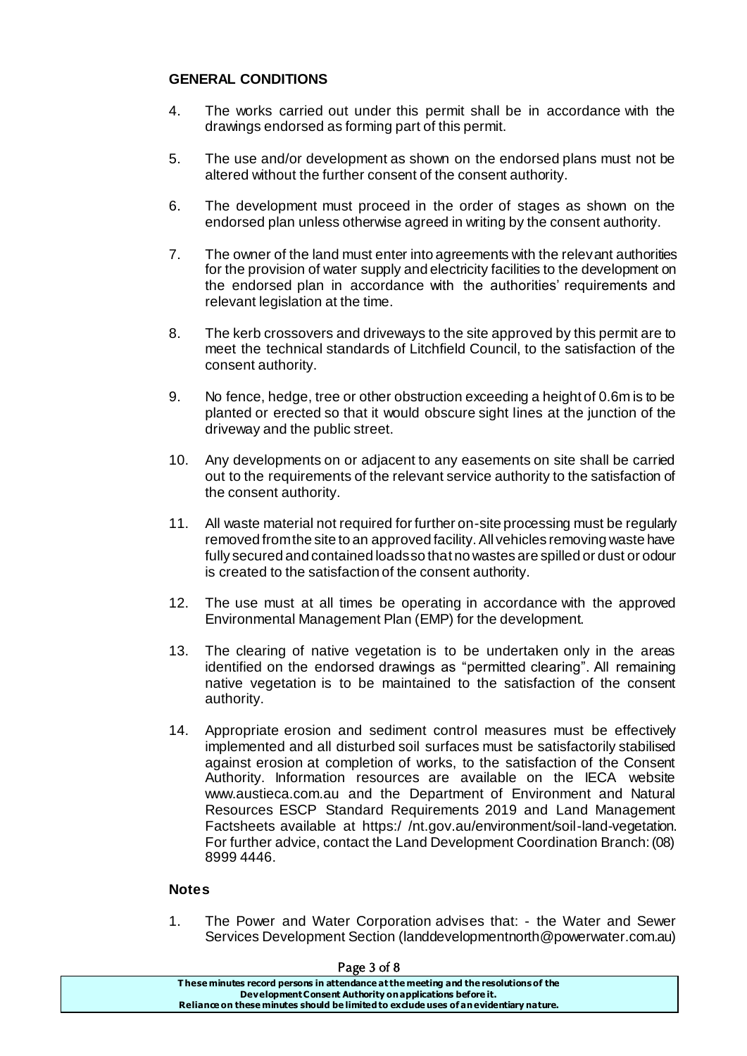**GENERAL CONDITIONS**

4. The works carried out under this permit shall be in accordance with the drawings endorsed as forming part of this permit.

5. The use and/or development as shown on the endorsed plans must not be altered without the further consent of the consent authority.

6. The development must proceed in the order of stages as shown on the endorsed plan unless otherwise agreed in writing by the consent authority.

7. The owner of the land must enter into agreements with the relevant authorities for the provision of water supply and electricity facilities to the development on the endorsed plan in accordance with the authorities' requirements and relevant legislation at the time.

8. The kerb crossovers and driveways to the site approved by this permit are to meet the technical standards of Litchfield Council, to the satisfaction of the consent authority.

9. No fence, hedge, tree or other obstruction exceeding a height of 0.6m is to be planted or erected so that it would obscure sight lines at the junction of the driveway and the public street.

10. Any developments on or adjacent to any easements on site shall be carried out to the requirements of the relevant service authority to the satisfaction of the consent authority.

11. All waste material not required for further on-site processing must be regularly removed from the site to an approved facility. All vehicles removing waste have fully secured and contained loads so that no wastes are spilled or dust or odour is created to the satisfaction of the consent authority.

12. The use must at all times be operating in accordance with the approved Environmental Management Plan (EMP) for the development.

13. The clearing of native vegetation is to be undertaken only in the areas identified on the endorsed drawings as "permitted clearing". All remaining native vegetation is to be maintained to the satisfaction of the consent authority.

14. Appropriate erosion and sediment control measures must be effectively implemented and all disturbed soil surfaces must be satisfactorily stabilised against erosion at completion of works, to the satisfaction of the Consent Authority. Information resources are available on the IECA website www.austieca.com.au and the Department of Environment and Natural Resources ESCP Standard Requirements 2019 and Land Management Factsheets available at https:/ /nt.gov.au/environment/soil-land-vegetation. For further advice, contact the Land Development Coordination Branch: (08) 8999 4446.

**Notes**

1. The Power and Water Corporation advises that: - the Water and Sewer Services Development Section (landdevelopmentnorth@powerwater.com.au)

These minutes record persons in attendance at the meeting and the resolutions of the Development Consent Authority on applications before it.
Reliance on these minutes should be limited to exclude uses of an evidentiary nature.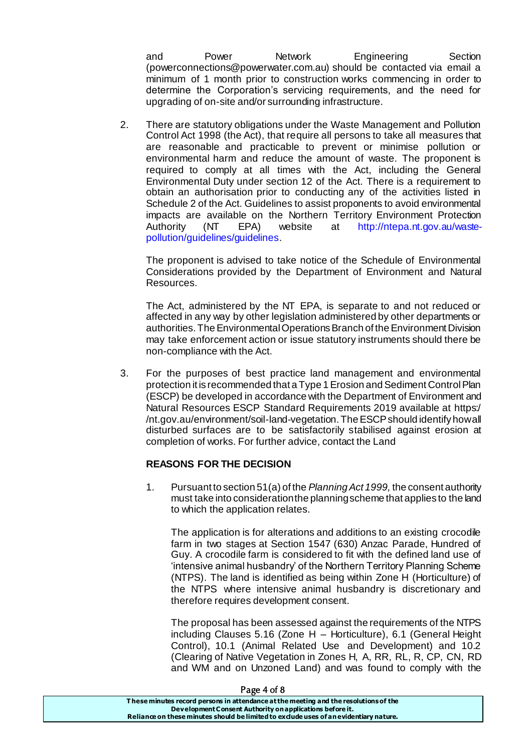and Power Network Engineering Section (powerconnections@powerwater.com.au) should be contacted via email a minimum of 1 month prior to construction works commencing in order to determine the Corporation's servicing requirements, and the need for upgrading of on-site and/or surrounding infrastructure.

2. There are statutory obligations under the Waste Management and Pollution Control Act 1998 (the Act), that require all persons to take all measures that are reasonable and practicable to prevent or minimise pollution or environmental harm and reduce the amount of waste. The proponent is required to comply at all times with the Act, including the General Environmental Duty under section 12 of the Act. There is a requirement to obtain an authorisation prior to conducting any of the activities listed in Schedule 2 of the Act. Guidelines to assist proponents to avoid environmental impacts are available on the Northern Territory Environment Protection Authority (NT EPA) website at http://ntepa.nt.gov.au/waste-pollution/guidelines/guidelines.

   The proponent is advised to take notice of the Schedule of Environmental Considerations provided by the Department of Environment and Natural Resources.

   The Act, administered by the NT EPA, is separate to and not reduced or affected in any way by other legislation administered by other departments or authorities. The Environmental Operations Branch of the Environment Division may take enforcement action or issue statutory instruments should there be non-compliance with the Act.

3. For the purposes of best practice land management and environmental protection it is recommended that a Type 1 Erosion and Sediment Control Plan (ESCP) be developed in accordance with the Department of Environment and Natural Resources ESCP Standard Requirements 2019 available at https://nt.gov.au/environment/soil-land-vegetation. The ESCP should identify how all disturbed surfaces are to be satisfactorily stabilised against erosion at completion of works. For further advice, contact the Land

**REASONS FOR THE DECISION**

1. Pursuant to section 51(a) of the *Planning Act 1999,* the consent authority must take into consideration the planning scheme that applies to the land to which the application relates.

   The application is for alterations and additions to an existing crocodile farm in two stages at Section 1547 (630) Anzac Parade, Hundred of Guy. A crocodile farm is considered to fit with the defined land use of 'intensive animal husbandry' of the Northern Territory Planning Scheme (NTPS). The land is identified as being within Zone H (Horticulture) of the NTPS where intensive animal husbandry is discretionary and therefore requires development consent.

   The proposal has been assessed against the requirements of the NTPS including Clauses 5.16 (Zone H – Horticulture), 6.1 (General Height Control), 10.1 (Animal Related Use and Development) and 10.2 (Clearing of Native Vegetation in Zones H, A, RR, RL, R, CP, CN, RD and WM and on Unzoned Land) and was found to comply with the

**These minutes record persons in attendance at the meeting and the resolutions of the Development Consent Authority on applications before it. Reliance on these minutes should be limited to exclude uses of an evidentiary nature.**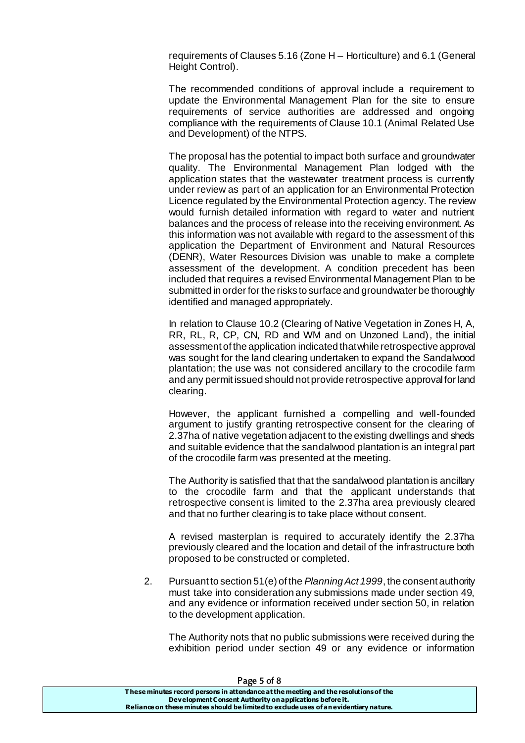requirements of Clauses 5.16 (Zone H – Horticulture) and 6.1 (General Height Control).

The recommended conditions of approval include a requirement to update the Environmental Management Plan for the site to ensure requirements of service authorities are addressed and ongoing compliance with the requirements of Clause 10.1 (Animal Related Use and Development) of the NTPS.

The proposal has the potential to impact both surface and groundwater quality. The Environmental Management Plan lodged with the application states that the wastewater treatment process is currently under review as part of an application for an Environmental Protection Licence regulated by the Environmental Protection agency. The review would furnish detailed information with regard to water and nutrient balances and the process of release into the receiving environment. As this information was not available with regard to the assessment of this application the Department of Environment and Natural Resources (DENR), Water Resources Division was unable to make a complete assessment of the development. A condition precedent has been included that requires a revised Environmental Management Plan to be submitted in order for the risks to surface and groundwater be thoroughly identified and managed appropriately.

In relation to Clause 10.2 (Clearing of Native Vegetation in Zones H, A, RR, RL, R, CP, CN, RD and WM and on Unzoned Land), the initial assessment of the application indicated that while retrospective approval was sought for the land clearing undertaken to expand the Sandalwood plantation; the use was not considered ancillary to the crocodile farm and any permit issued should not provide retrospective approval for land clearing.

However, the applicant furnished a compelling and well-founded argument to justify granting retrospective consent for the clearing of 2.37ha of native vegetation adjacent to the existing dwellings and sheds and suitable evidence that the sandalwood plantation is an integral part of the crocodile farm was presented at the meeting.

The Authority is satisfied that that the sandalwood plantation is ancillary to the crocodile farm and that the applicant understands that retrospective consent is limited to the 2.37ha area previously cleared and that no further clearing is to take place without consent.

A revised masterplan is required to accurately identify the 2.37ha previously cleared and the location and detail of the infrastructure both proposed to be constructed or completed.

2. Pursuant to section 51(e) of the *Planning Act 1999*, the consent authority must take into consideration any submissions made under section 49, and any evidence or information received under section 50, in relation to the development application.

   The Authority notes that no public submissions were received during the exhibition period under section 49 or any evidence or information

**These minutes record persons in attendance at the meeting and the resolutions of the Development Consent Authority on applications before it. Reliance on these minutes should be limited to exclude uses of an evidentiary nature.**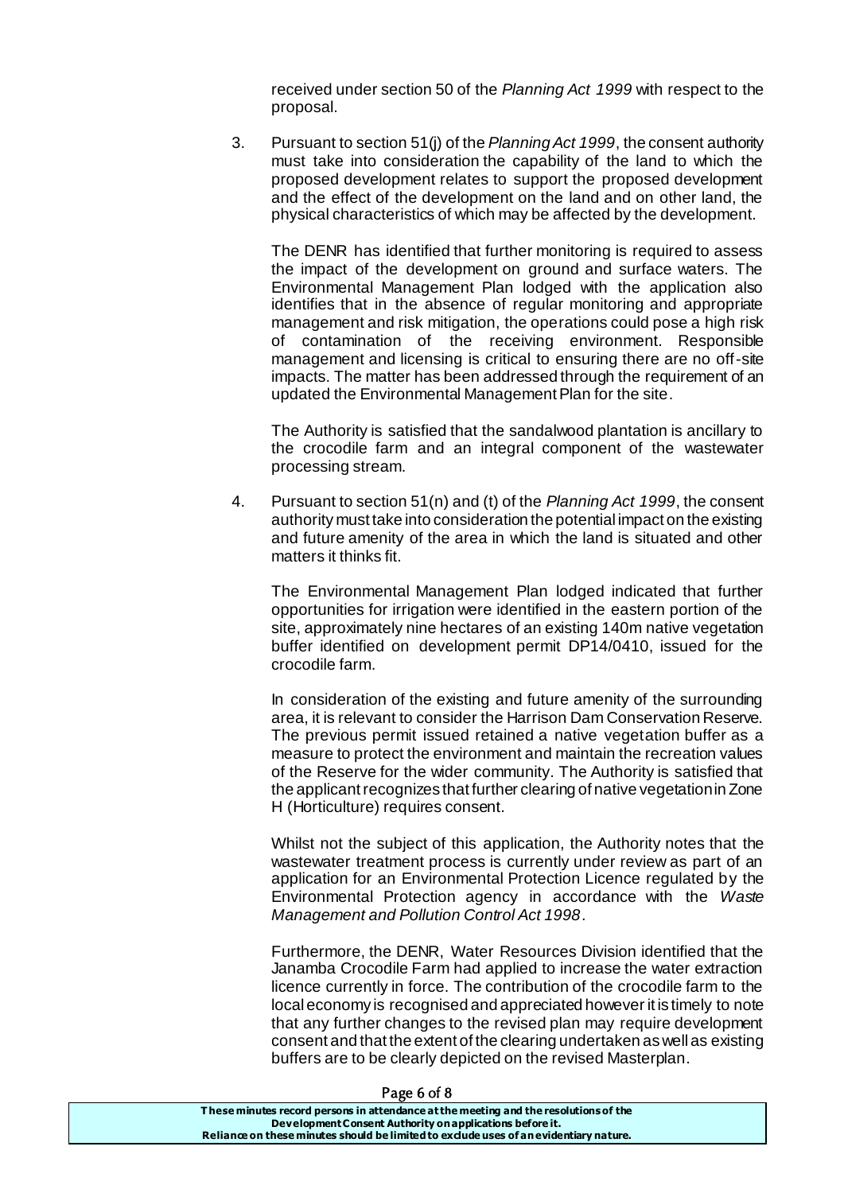received under section 50 of the *Planning Act 1999* with respect to the proposal.

3. Pursuant to section 51(j) of the *Planning Act 1999*, the consent authority must take into consideration the capability of the land to which the proposed development relates to support the proposed development and the effect of the development on the land and on other land, the physical characteristics of which may be affected by the development.

   The DENR has identified that further monitoring is required to assess the impact of the development on ground and surface waters. The Environmental Management Plan lodged with the application also identifies that in the absence of regular monitoring and appropriate management and risk mitigation, the operations could pose a high risk of contamination of the receiving environment. Responsible management and licensing is critical to ensuring there are no off-site impacts. The matter has been addressed through the requirement of an updated the Environmental Management Plan for the site.

   The Authority is satisfied that the sandalwood plantation is ancillary to the crocodile farm and an integral component of the wastewater processing stream.

4. Pursuant to section 51(n) and (t) of the *Planning Act 1999*, the consent authority must take into consideration the potential impact on the existing and future amenity of the area in which the land is situated and other matters it thinks fit.

   The Environmental Management Plan lodged indicated that further opportunities for irrigation were identified in the eastern portion of the site, approximately nine hectares of an existing 140m native vegetation buffer identified on development permit DP14/0410, issued for the crocodile farm.

   In consideration of the existing and future amenity of the surrounding area, it is relevant to consider the Harrison Dam Conservation Reserve. The previous permit issued retained a native vegetation buffer as a measure to protect the environment and maintain the recreation values of the Reserve for the wider community. The Authority is satisfied that the applicant recognizes that further clearing of native vegetation in Zone H (Horticulture) requires consent.

   Whilst not the subject of this application, the Authority notes that the wastewater treatment process is currently under review as part of an application for an Environmental Protection Licence regulated by the Environmental Protection agency in accordance with the *Waste Management and Pollution Control Act 1998*.

   Furthermore, the DENR, Water Resources Division identified that the Janamba Crocodile Farm had applied to increase the water extraction licence currently in force. The contribution of the crocodile farm to the local economy is recognised and appreciated however it is timely to note that any further changes to the revised plan may require development consent and that the extent of the clearing undertaken as well as existing buffers are to be clearly depicted on the revised Masterplan.

These minutes record persons in attendance at the meeting and the resolutions of the Development Consent Authority on applications before it.
Reliance on these minutes should be limited to exclude uses of an evidentiary nature.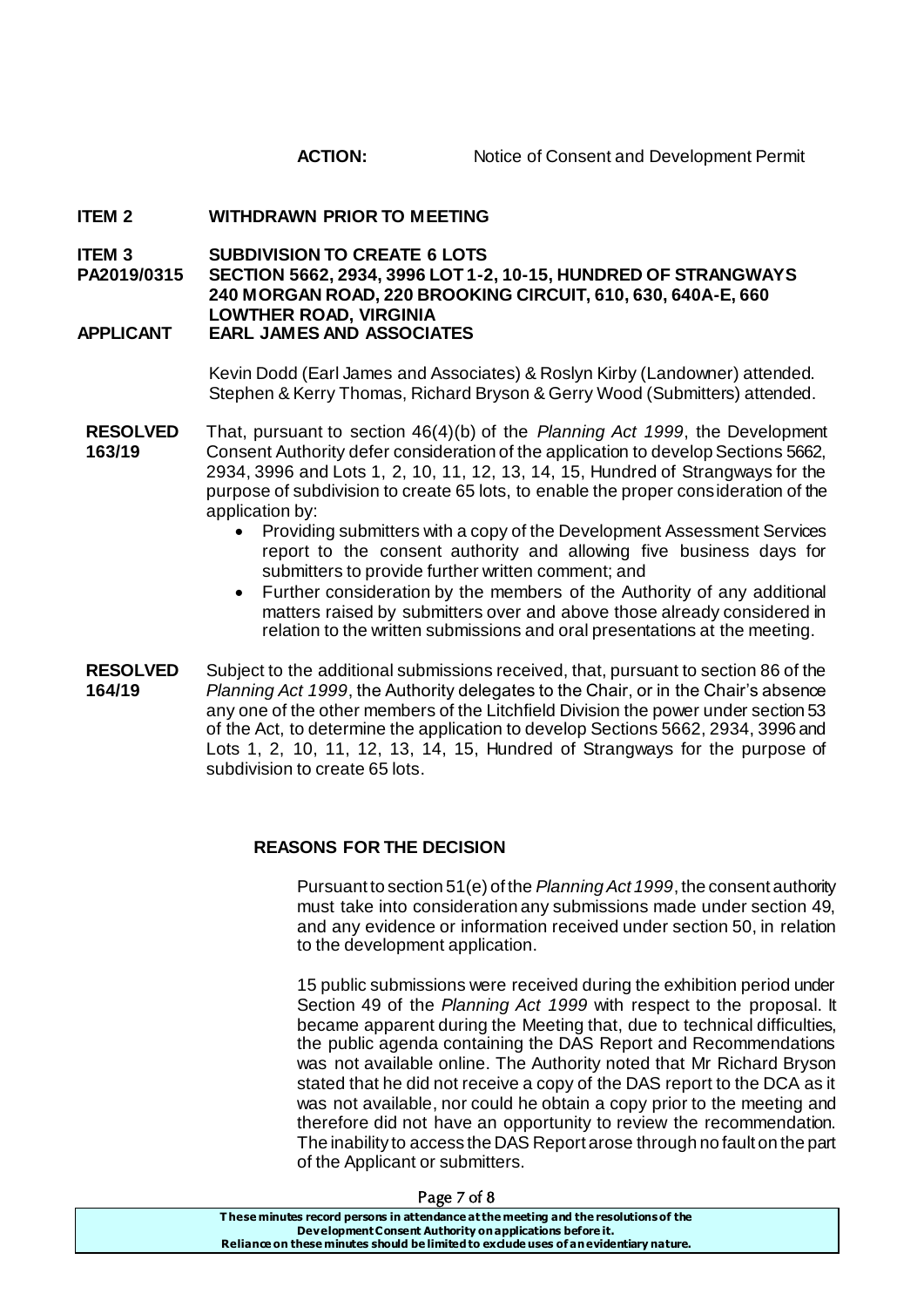**ACTION:** Notice of Consent and Development Permit

**ITEM 2 WITHDRAWN PRIOR TO MEETING**

**ITEM 3 SUBDIVISION TO CREATE 6 LOTS**
**PA2019/0315 SECTION 5662, 2934, 3996 LOT 1-2, 10-15, HUNDRED OF STRANGWAYS 240 MORGAN ROAD, 220 BROOKING CIRCUIT, 610, 630, 640A-E, 660 LOWTHER ROAD, VIRGINIA**
**APPLICANT EARL JAMES AND ASSOCIATES**

Kevin Dodd (Earl James and Associates) & Roslyn Kirby (Landowner) attended. Stephen & Kerry Thomas, Richard Bryson & Gerry Wood (Submitters) attended.

**RESOLVED 163/19**

That, pursuant to section 46(4)(b) of the *Planning Act 1999*, the Development Consent Authority defer consideration of the application to develop Sections 5662, 2934, 3996 and Lots 1, 2, 10, 11, 12, 13, 14, 15, Hundred of Strangways for the purpose of subdivision to create 65 lots, to enable the proper consideration of the application by:

- Providing submitters with a copy of the Development Assessment Services report to the consent authority and allowing five business days for submitters to provide further written comment; and
- Further consideration by the members of the Authority of any additional matters raised by submitters over and above those already considered in relation to the written submissions and oral presentations at the meeting.

**RESOLVED 164/19**

Subject to the additional submissions received, that, pursuant to section 86 of the *Planning Act 1999*, the Authority delegates to the Chair, or in the Chair's absence any one of the other members of the Litchfield Division the power under section 53 of the Act, to determine the application to develop Sections 5662, 2934, 3996 and Lots 1, 2, 10, 11, 12, 13, 14, 15, Hundred of Strangways for the purpose of subdivision to create 65 lots.

**REASONS FOR THE DECISION**

Pursuant to section 51(e) of the *Planning Act 1999*, the consent authority must take into consideration any submissions made under section 49, and any evidence or information received under section 50, in relation to the development application.

15 public submissions were received during the exhibition period under Section 49 of the *Planning Act 1999* with respect to the proposal. It became apparent during the Meeting that, due to technical difficulties, the public agenda containing the DAS Report and Recommendations was not available online. The Authority noted that Mr Richard Bryson stated that he did not receive a copy of the DAS report to the DCA as it was not available, nor could he obtain a copy prior to the meeting and therefore did not have an opportunity to review the recommendation. The inability to access the DAS Report arose through no fault on the part of the Applicant or submitters.

**These minutes record persons in attendance at the meeting and the resolutions of the Development Consent Authority on applications before it. Reliance on these minutes should be limited to exclude uses of an evidentiary nature.**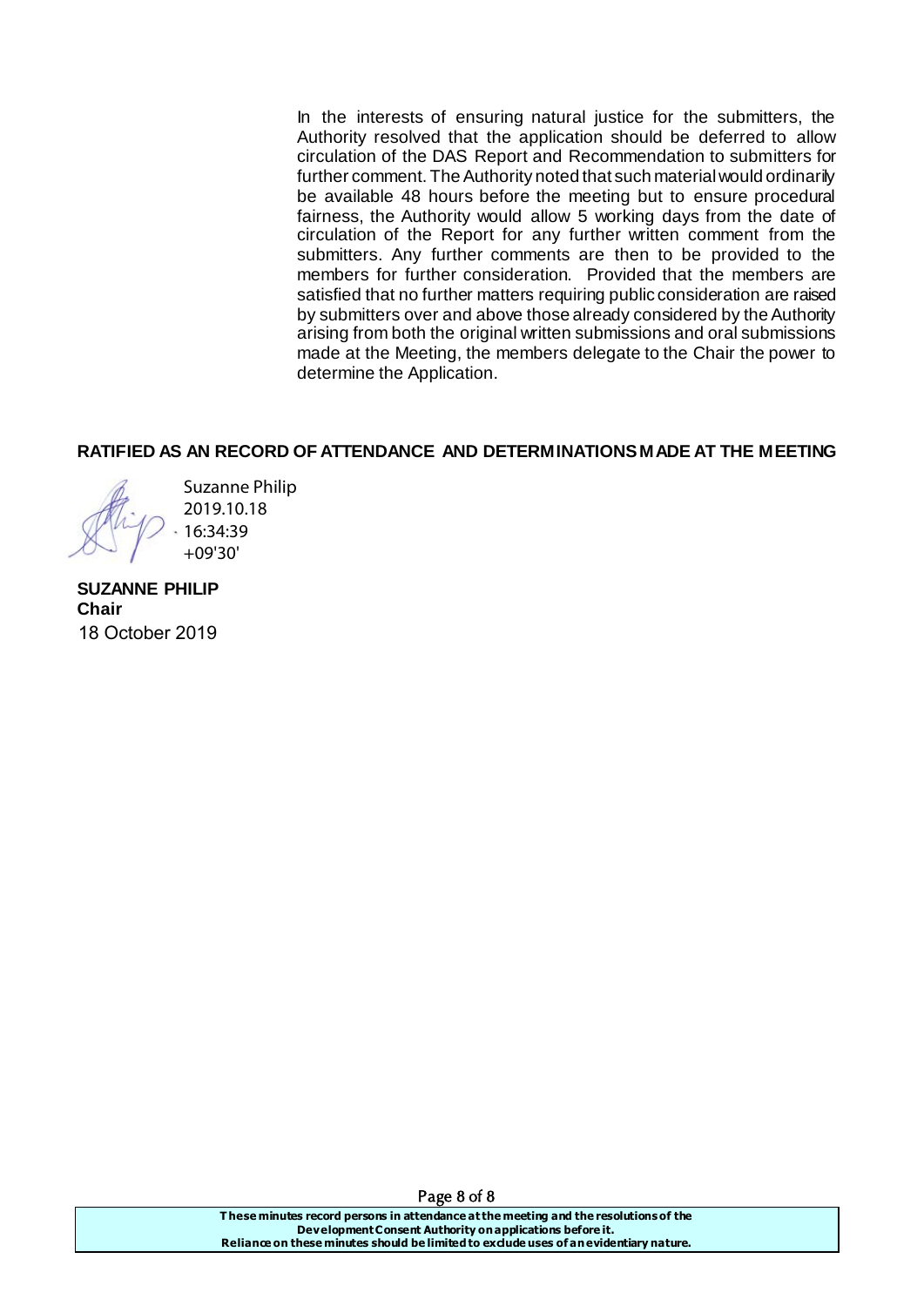In the interests of ensuring natural justice for the submitters, the Authority resolved that the application should be deferred to allow circulation of the DAS Report and Recommendation to submitters for further comment. The Authority noted that such material would ordinarily be available 48 hours before the meeting but to ensure procedural fairness, the Authority would allow 5 working days from the date of circulation of the Report for any further written comment from the submitters. Any further comments are then to be provided to the members for further consideration. Provided that the members are satisfied that no further matters requiring public consideration are raised by submitters over and above those already considered by the Authority arising from both the original written submissions and oral submissions made at the Meeting, the members delegate to the Chair the power to determine the Application.

**RATIFIED AS AN RECORD OF ATTENDANCE AND DETERMINATIONS MADE AT THE MEETING**

Suzanne Philip
2019.10.18
16:34:39
+09'30'

**SUZANNE PHILIP**
**Chair**
18 October 2019

**These minutes record persons in attendance at the meeting and the resolutions of the Development Consent Authority on applications before it.**
**Reliance on these minutes should be limited to exclude uses of an evidentiary nature.**